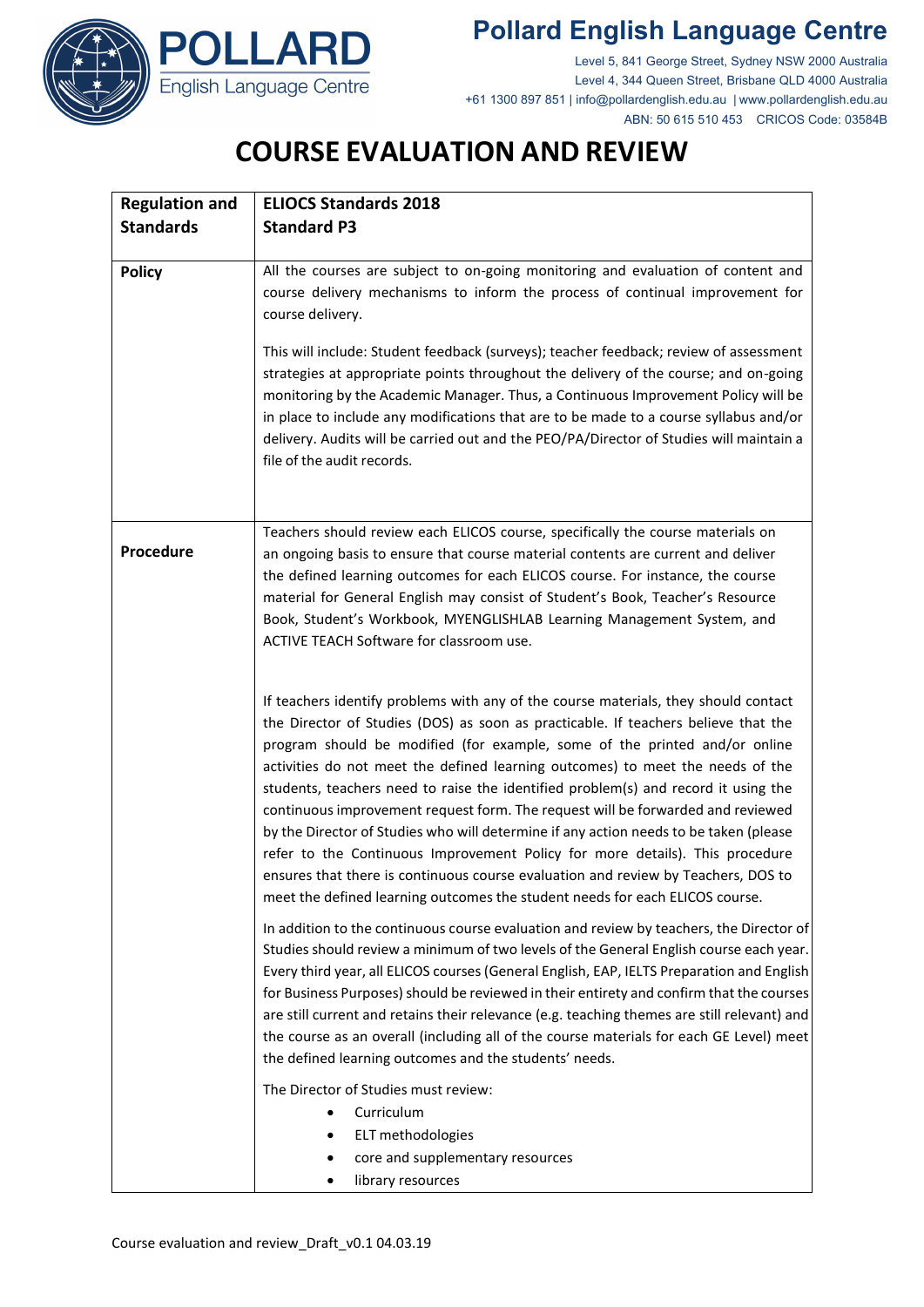# Pollard English Language Centre

Level 5, 841 George Street, Sydney NSW 2000 Australia
Level 4, 344 Queen Street, Brisbane QLD 4000 Australia
+61 1300 897 851 | info@pollardenglish.edu.au | www.pollardenglish.edu.au
ABN: 50 615 510 453 CRICOS Code: 03584B

# COURSE EVALUATION AND REVIEW

| **Regulation and Standards** | **ELIOCS Standards 2018**<br>**Standard P3** |
|---|---|
| **Policy** | All the courses are subject to on-going monitoring and evaluation of content and course delivery mechanisms to inform the process of continual improvement for course delivery.<br><br>This will include: Student feedback (surveys); teacher feedback; review of assessment strategies at appropriate points throughout the delivery of the course; and on-going monitoring by the Academic Manager. Thus, a Continuous Improvement Policy will be in place to include any modifications that are to be made to a course syllabus and/or delivery. Audits will be carried out and the PEO/PA/Director of Studies will maintain a file of the audit records. |
| **Procedure** | Teachers should review each ELICOS course, specifically the course materials on an ongoing basis to ensure that course material contents are current and deliver the defined learning outcomes for each ELICOS course. For instance, the course material for General English may consist of Student's Book, Teacher's Resource Book, Student's Workbook, MYENGLISHLAB Learning Management System, and ACTIVE TEACH Software for classroom use.<br><br>If teachers identify problems with any of the course materials, they should contact the Director of Studies (DOS) as soon as practicable. If teachers believe that the program should be modified (for example, some of the printed and/or online activities do not meet the defined learning outcomes) to meet the needs of the students, teachers need to raise the identified problem(s) and record it using the continuous improvement request form. The request will be forwarded and reviewed by the Director of Studies who will determine if any action needs to be taken (please refer to the Continuous Improvement Policy for more details). This procedure ensures that there is continuous course evaluation and review by Teachers, DOS to meet the defined learning outcomes the student needs for each ELICOS course.<br><br>In addition to the continuous course evaluation and review by teachers, the Director of Studies should review a minimum of two levels of the General English course each year. Every third year, all ELICOS courses (General English, EAP, IELTS Preparation and English for Business Purposes) should be reviewed in their entirety and confirm that the courses are still current and retains their relevance (e.g. teaching themes are still relevant) and the course as an overall (including all of the course materials for each GE Level) meet the defined learning outcomes and the students' needs.<br><br>The Director of Studies must review:<br>• Curriculum<br>• ELT methodologies<br>• core and supplementary resources<br>• library resources |

Course evaluation and review_Draft_v0.1 04.03.19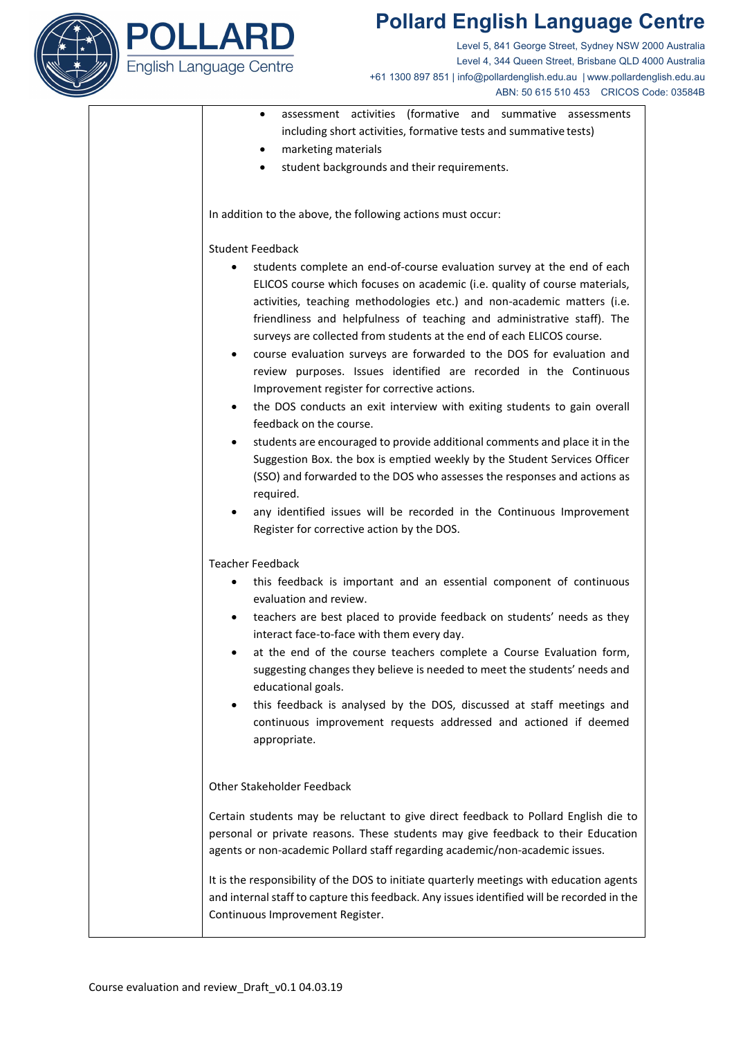- assessment activities (formative and summative assessments including short activities, formative tests and summative tests)
- marketing materials
- student backgrounds and their requirements.

In addition to the above, the following actions must occur:

Student Feedback

- students complete an end-of-course evaluation survey at the end of each ELICOS course which focuses on academic (i.e. quality of course materials, activities, teaching methodologies etc.) and non-academic matters (i.e. friendliness and helpfulness of teaching and administrative staff). The surveys are collected from students at the end of each ELICOS course.
- course evaluation surveys are forwarded to the DOS for evaluation and review purposes. Issues identified are recorded in the Continuous Improvement register for corrective actions.
- the DOS conducts an exit interview with exiting students to gain overall feedback on the course.
- students are encouraged to provide additional comments and place it in the Suggestion Box. the box is emptied weekly by the Student Services Officer (SSO) and forwarded to the DOS who assesses the responses and actions as required.
- any identified issues will be recorded in the Continuous Improvement Register for corrective action by the DOS.

Teacher Feedback

- this feedback is important and an essential component of continuous evaluation and review.
- teachers are best placed to provide feedback on students' needs as they interact face-to-face with them every day.
- at the end of the course teachers complete a Course Evaluation form, suggesting changes they believe is needed to meet the students' needs and educational goals.
- this feedback is analysed by the DOS, discussed at staff meetings and continuous improvement requests addressed and actioned if deemed appropriate.

Other Stakeholder Feedback

Certain students may be reluctant to give direct feedback to Pollard English die to personal or private reasons. These students may give feedback to their Education agents or non-academic Pollard staff regarding academic/non-academic issues.

It is the responsibility of the DOS to initiate quarterly meetings with education agents and internal staff to capture this feedback. Any issues identified will be recorded in the Continuous Improvement Register.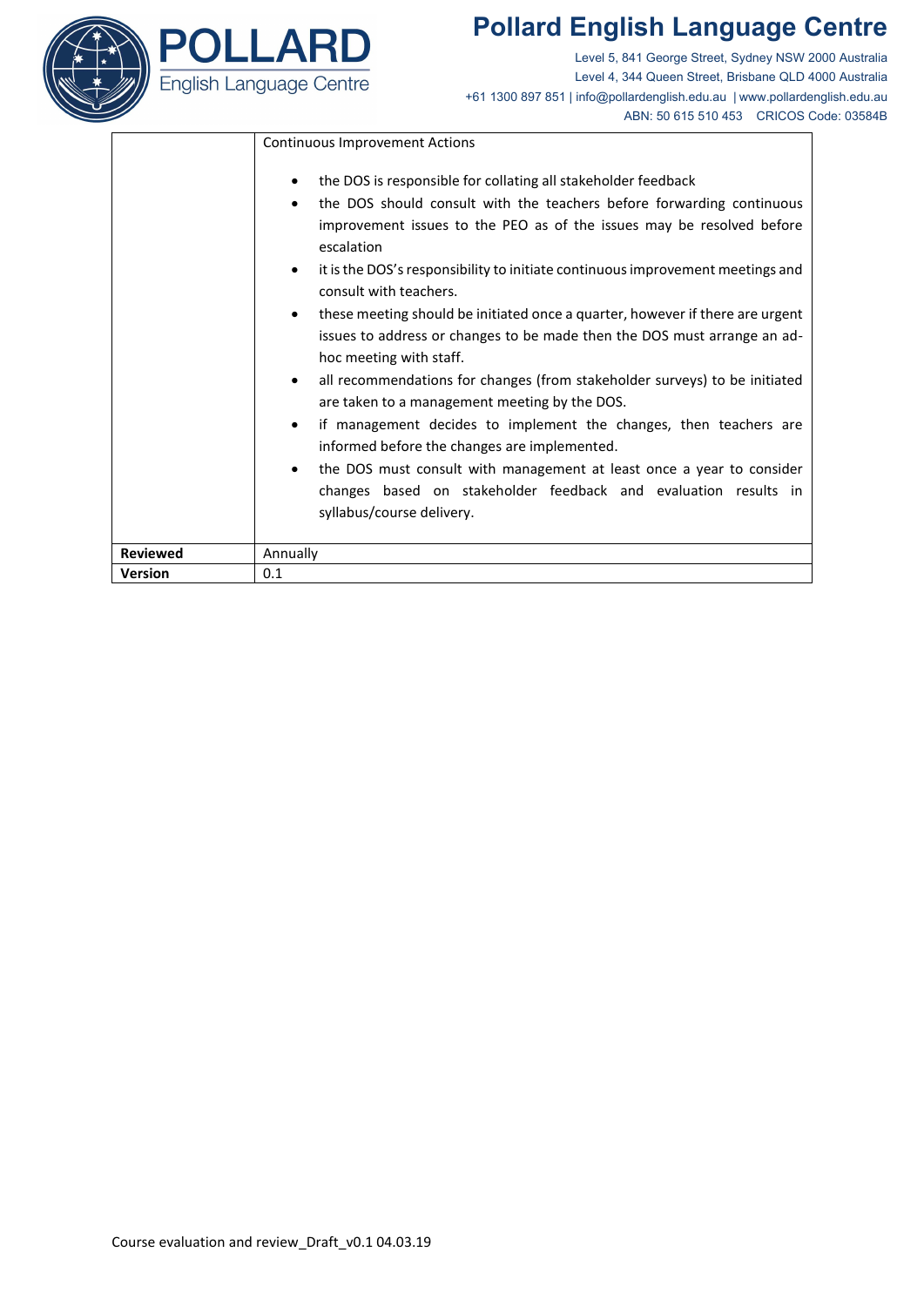| | |
|---|---|
| | Continuous Improvement Actions<br><br>• the DOS is responsible for collating all stakeholder feedback<br>• the DOS should consult with the teachers before forwarding continuous improvement issues to the PEO as of the issues may be resolved before escalation<br>• it is the DOS's responsibility to initiate continuous improvement meetings and consult with teachers.<br>• these meeting should be initiated once a quarter, however if there are urgent issues to address or changes to be made then the DOS must arrange an ad-hoc meeting with staff.<br>• all recommendations for changes (from stakeholder surveys) to be initiated are taken to a management meeting by the DOS.<br>• if management decides to implement the changes, then teachers are informed before the changes are implemented.<br>• the DOS must consult with management at least once a year to consider changes based on stakeholder feedback and evaluation results in syllabus/course delivery. |
| **Reviewed** | Annually |
| **Version** | 0.1 |